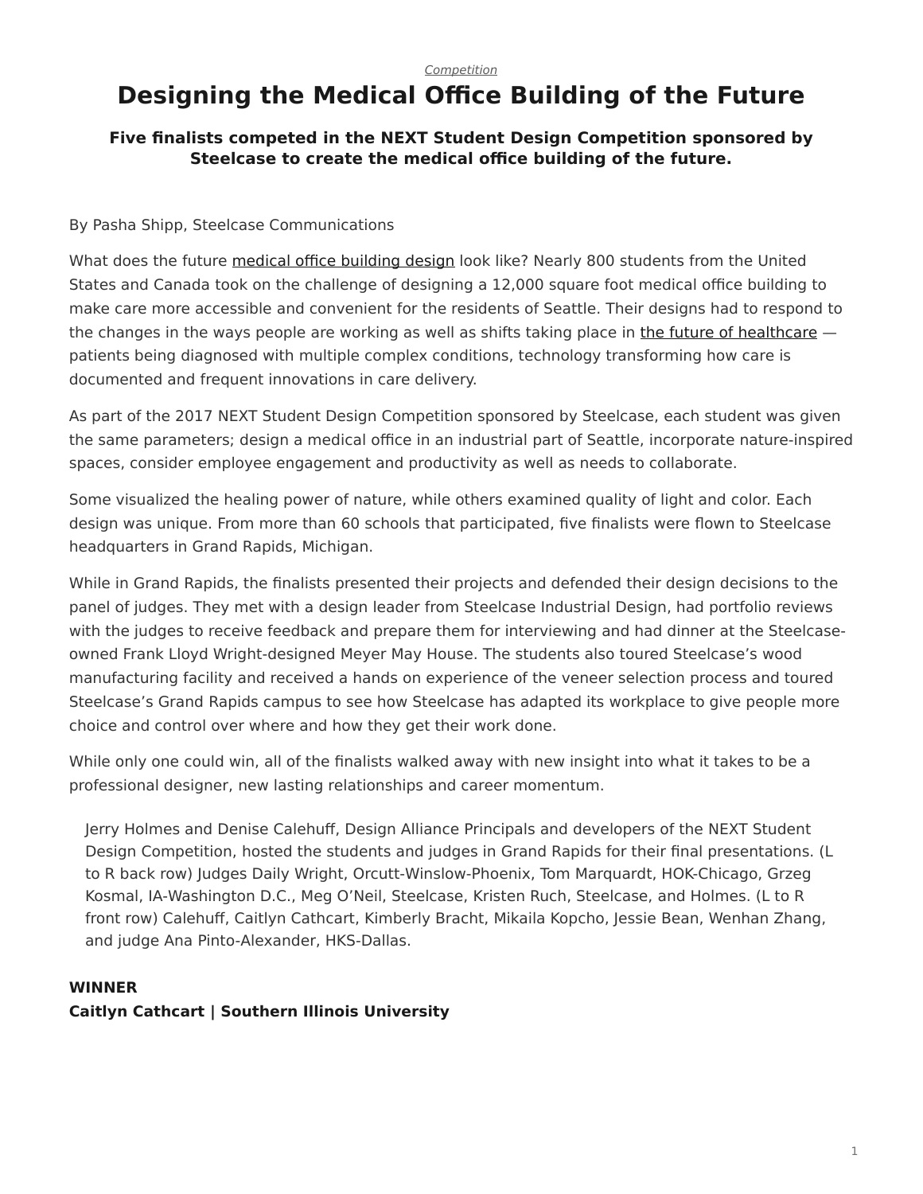*Competition*

# Designing the Medical Office Building of the Future

### Five finalists competed in the NEXT Student Design Competition sponsored by Steelcase to create the medical office building of the future.

By Pasha Shipp, Steelcase Communications

What does the future medical office building design look like? Nearly 800 students from the United States and Canada took on the challenge of designing a 12,000 square foot medical office building to make care more accessible and convenient for the residents of Seattle. Their designs had to respond to the changes in the ways people are working as well as shifts taking place in the future of healthcare — patients being diagnosed with multiple complex conditions, technology transforming how care is documented and frequent innovations in care delivery.

As part of the 2017 NEXT Student Design Competition sponsored by Steelcase, each student was given the same parameters; design a medical office in an industrial part of Seattle, incorporate nature-inspired spaces, consider employee engagement and productivity as well as needs to collaborate.

Some visualized the healing power of nature, while others examined quality of light and color. Each design was unique. From more than 60 schools that participated, five finalists were flown to Steelcase headquarters in Grand Rapids, Michigan.

While in Grand Rapids, the finalists presented their projects and defended their design decisions to the panel of judges. They met with a design leader from Steelcase Industrial Design, had portfolio reviews with the judges to receive feedback and prepare them for interviewing and had dinner at the Steelcase-owned Frank Lloyd Wright-designed Meyer May House. The students also toured Steelcase's wood manufacturing facility and received a hands on experience of the veneer selection process and toured Steelcase's Grand Rapids campus to see how Steelcase has adapted its workplace to give people more choice and control over where and how they get their work done.

While only one could win, all of the finalists walked away with new insight into what it takes to be a professional designer, new lasting relationships and career momentum.

> Jerry Holmes and Denise Calehuff, Design Alliance Principals and developers of the NEXT Student Design Competition, hosted the students and judges in Grand Rapids for their final presentations. (L to R back row) Judges Daily Wright, Orcutt-Winslow-Phoenix, Tom Marquardt, HOK-Chicago, Grzeg Kosmal, IA-Washington D.C., Meg O'Neil, Steelcase, Kristen Ruch, Steelcase, and Holmes. (L to R front row) Calehuff, Caitlyn Cathcart, Kimberly Bracht, Mikaila Kopcho, Jessie Bean, Wenhan Zhang, and judge Ana Pinto-Alexander, HKS-Dallas.

**WINNER**
**Caitlyn Cathcart | Southern Illinois University**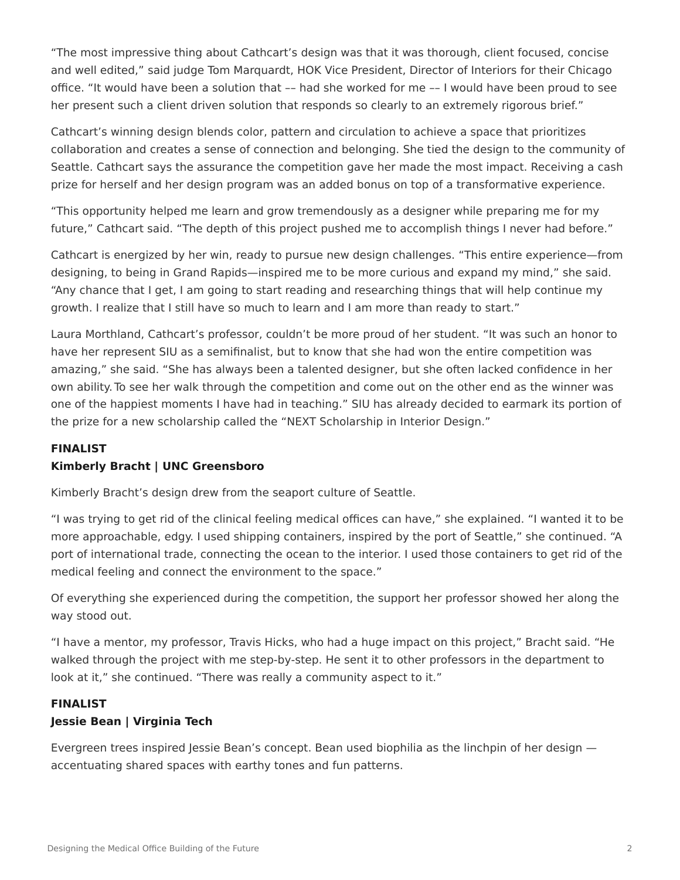“The most impressive thing about Cathcart’s design was that it was thorough, client focused, concise and well edited,” said judge Tom Marquardt, HOK Vice President, Director of Interiors for their Chicago office. “It would have been a solution that –– had she worked for me –– I would have been proud to see her present such a client driven solution that responds so clearly to an extremely rigorous brief.”

Cathcart’s winning design blends color, pattern and circulation to achieve a space that prioritizes collaboration and creates a sense of connection and belonging. She tied the design to the community of Seattle. Cathcart says the assurance the competition gave her made the most impact. Receiving a cash prize for herself and her design program was an added bonus on top of a transformative experience.

“This opportunity helped me learn and grow tremendously as a designer while preparing me for my future,” Cathcart said. “The depth of this project pushed me to accomplish things I never had before.”

Cathcart is energized by her win, ready to pursue new design challenges. “This entire experience—from designing, to being in Grand Rapids—inspired me to be more curious and expand my mind,” she said. “Any chance that I get, I am going to start reading and researching things that will help continue my growth. I realize that I still have so much to learn and I am more than ready to start.”

Laura Morthland, Cathcart’s professor, couldn’t be more proud of her student. “It was such an honor to have her represent SIU as a semifinalist, but to know that she had won the entire competition was amazing,” she said. “She has always been a talented designer, but she often lacked confidence in her own ability. To see her walk through the competition and come out on the other end as the winner was one of the happiest moments I have had in teaching.” SIU has already decided to earmark its portion of the prize for a new scholarship called the “NEXT Scholarship in Interior Design.”

**FINALIST**
**Kimberly Bracht | UNC Greensboro**

Kimberly Bracht’s design drew from the seaport culture of Seattle.

“I was trying to get rid of the clinical feeling medical offices can have,” she explained. “I wanted it to be more approachable, edgy. I used shipping containers, inspired by the port of Seattle,” she continued. “A port of international trade, connecting the ocean to the interior. I used those containers to get rid of the medical feeling and connect the environment to the space.”

Of everything she experienced during the competition, the support her professor showed her along the way stood out.

“I have a mentor, my professor, Travis Hicks, who had a huge impact on this project,” Bracht said. “He walked through the project with me step-by-step. He sent it to other professors in the department to look at it,” she continued. “There was really a community aspect to it.”

**FINALIST**
**Jessie Bean | Virginia Tech**

Evergreen trees inspired Jessie Bean’s concept. Bean used biophilia as the linchpin of her design — accentuating shared spaces with earthy tones and fun patterns.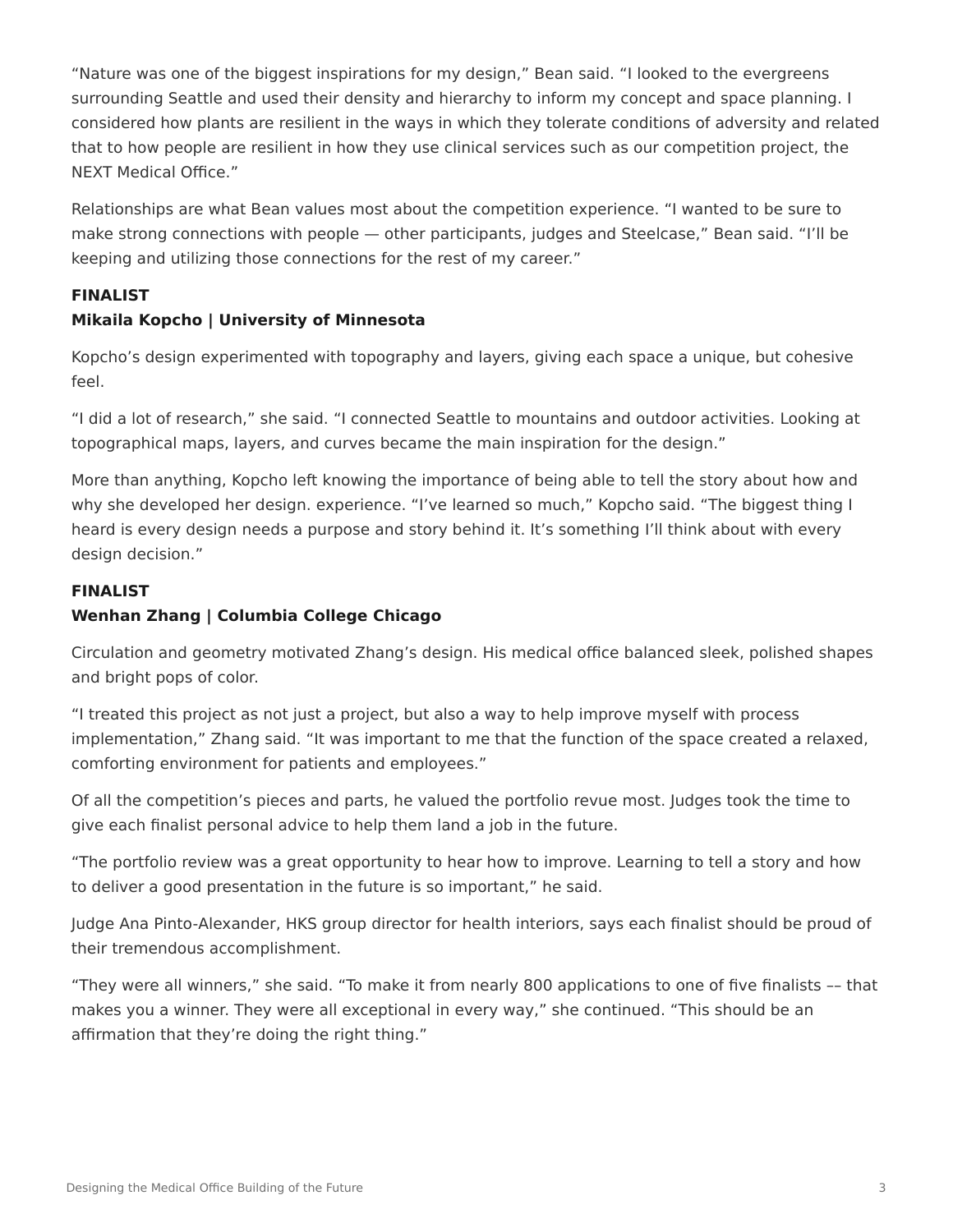"Nature was one of the biggest inspirations for my design," Bean said. "I looked to the evergreens surrounding Seattle and used their density and hierarchy to inform my concept and space planning. I considered how plants are resilient in the ways in which they tolerate conditions of adversity and related that to how people are resilient in how they use clinical services such as our competition project, the NEXT Medical Office."

Relationships are what Bean values most about the competition experience. "I wanted to be sure to make strong connections with people — other participants, judges and Steelcase," Bean said. "I'll be keeping and utilizing those connections for the rest of my career."

**FINALIST**
**Mikaila Kopcho | University of Minnesota**

Kopcho's design experimented with topography and layers, giving each space a unique, but cohesive feel.

"I did a lot of research," she said. "I connected Seattle to mountains and outdoor activities. Looking at topographical maps, layers, and curves became the main inspiration for the design."

More than anything, Kopcho left knowing the importance of being able to tell the story about how and why she developed her design. experience. "I've learned so much," Kopcho said. "The biggest thing I heard is every design needs a purpose and story behind it. It's something I'll think about with every design decision."

**FINALIST**
**Wenhan Zhang | Columbia College Chicago**

Circulation and geometry motivated Zhang's design. His medical office balanced sleek, polished shapes and bright pops of color.

"I treated this project as not just a project, but also a way to help improve myself with process implementation," Zhang said. "It was important to me that the function of the space created a relaxed, comforting environment for patients and employees."

Of all the competition's pieces and parts, he valued the portfolio revue most. Judges took the time to give each finalist personal advice to help them land a job in the future.

"The portfolio review was a great opportunity to hear how to improve. Learning to tell a story and how to deliver a good presentation in the future is so important," he said.

Judge Ana Pinto-Alexander, HKS group director for health interiors, says each finalist should be proud of their tremendous accomplishment.

"They were all winners," she said. "To make it from nearly 800 applications to one of five finalists –– that makes you a winner. They were all exceptional in every way," she continued. "This should be an affirmation that they're doing the right thing."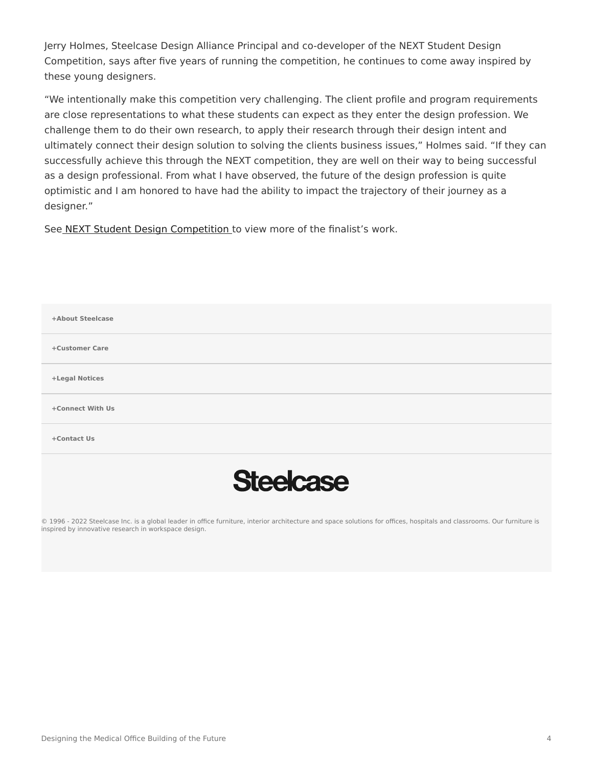Jerry Holmes, Steelcase Design Alliance Principal and co-developer of the NEXT Student Design Competition, says after five years of running the competition, he continues to come away inspired by these young designers.

“We intentionally make this competition very challenging. The client profile and program requirements are close representations to what these students can expect as they enter the design profession. We challenge them to do their own research, to apply their research through their design intent and ultimately connect their design solution to solving the clients business issues,” Holmes said. “If they can successfully achieve this through the NEXT competition, they are well on their way to being successful as a design professional. From what I have observed, the future of the design profession is quite optimistic and I am honored to have had the ability to impact the trajectory of their journey as a designer.”

See NEXT Student Design Competition to view more of the finalist’s work.

**+About Steelcase**

**+Customer Care**

**+Legal Notices**

**+Connect With Us**

**+Contact Us**

Steelcase

© 1996 - 2022 Steelcase Inc. is a global leader in office furniture, interior architecture and space solutions for offices, hospitals and classrooms. Our furniture is inspired by innovative research in workspace design.